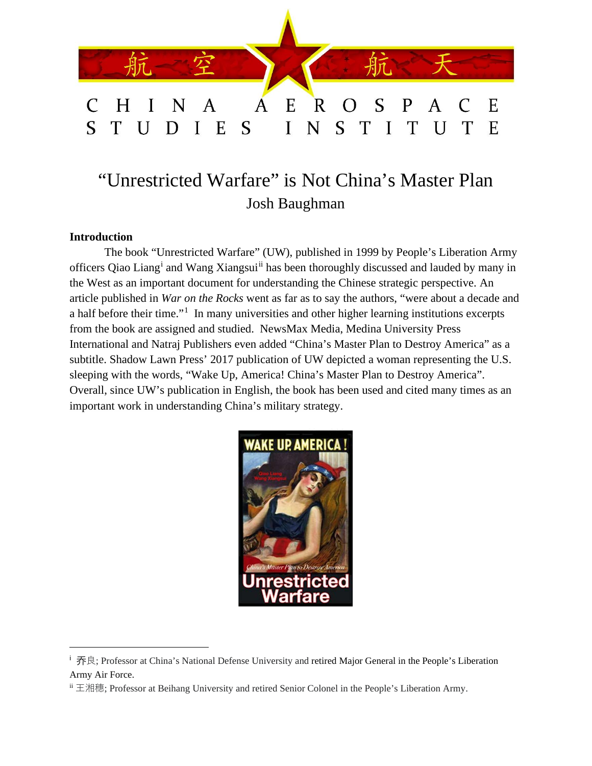# 航空 航天

# CHINA AEROSPACE STUDIES INSTITUTE

# "Unrestricted Warfare" is Not China's Master Plan

Josh Baughman

## Introduction

The book "Unrestricted Warfare" (UW), published in 1999 by People's Liberation Army officers Qiao Liang[i] and Wang Xiangsui[ii] has been thoroughly discussed and lauded by many in the West as an important document for understanding the Chinese strategic perspective. An article published in *War on the Rocks* went as far as to say the authors, "were about a decade and a half before their time."[1] In many universities and other higher learning institutions excerpts from the book are assigned and studied. NewsMax Media, Medina University Press International and Natraj Publishers even added "China's Master Plan to Destroy America" as a subtitle. Shadow Lawn Press' 2017 publication of UW depicted a woman representing the U.S. sleeping with the words, "Wake Up, America! China's Master Plan to Destroy America". Overall, since UW's publication in English, the book has been used and cited many times as an important work in understanding China's military strategy.

WAKE UP, AMERICA! Qiao Liang Wang Xiangsui China's Master Plan to Destroy America Unrestricted Warfare

---

[i] 乔良; Professor at China's National Defense University and retired Major General in the People's Liberation Army Air Force.

[ii] 王湘穗; Professor at Beihang University and retired Senior Colonel in the People's Liberation Army.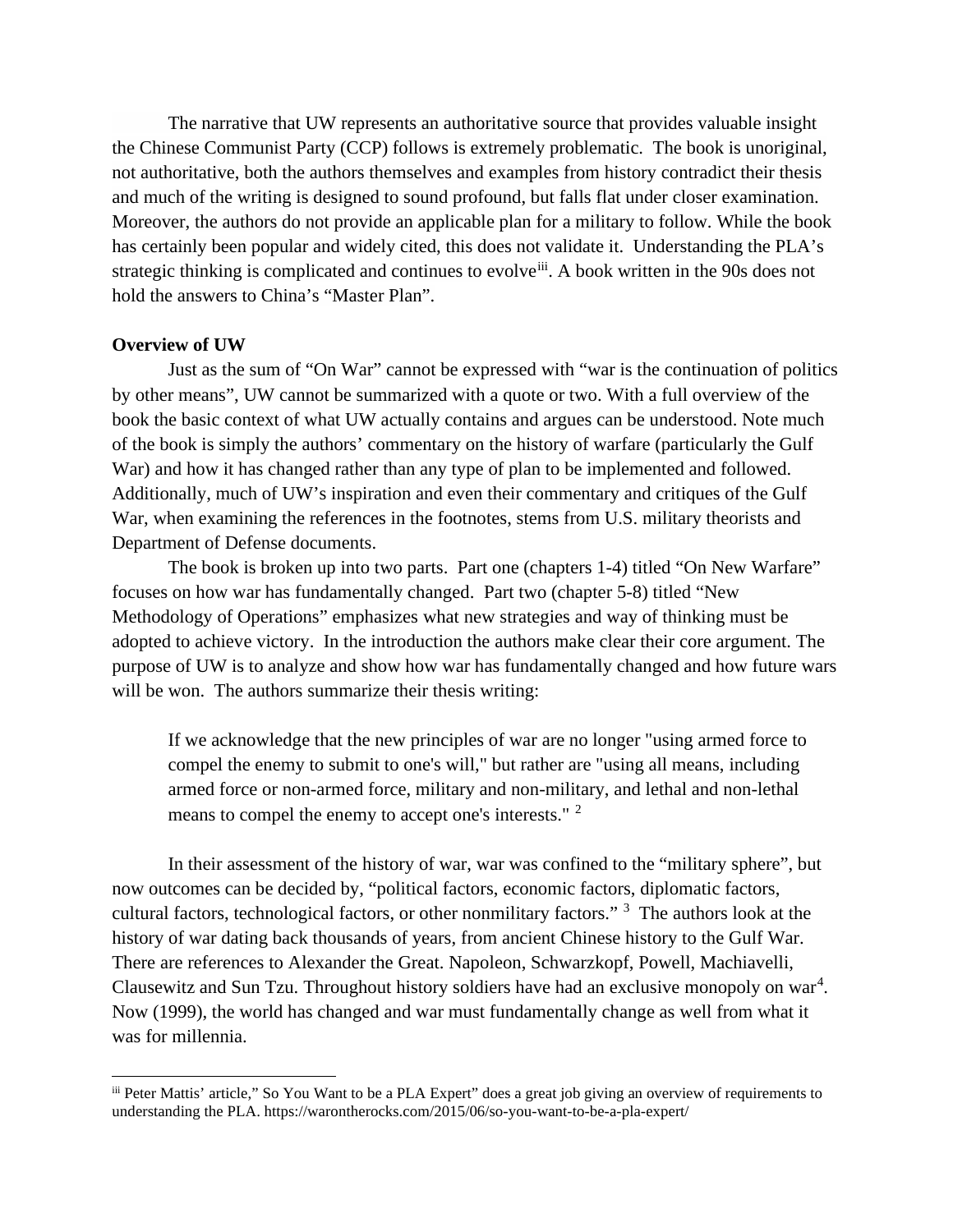The narrative that UW represents an authoritative source that provides valuable insight the Chinese Communist Party (CCP) follows is extremely problematic. The book is unoriginal, not authoritative, both the authors themselves and examples from history contradict their thesis and much of the writing is designed to sound profound, but falls flat under closer examination. Moreover, the authors do not provide an applicable plan for a military to follow. While the book has certainly been popular and widely cited, this does not validate it. Understanding the PLA's strategic thinking is complicated and continues to evolve[iii]. A book written in the 90s does not hold the answers to China's "Master Plan".

**Overview of UW**

Just as the sum of "On War" cannot be expressed with "war is the continuation of politics by other means", UW cannot be summarized with a quote or two. With a full overview of the book the basic context of what UW actually contains and argues can be understood. Note much of the book is simply the authors' commentary on the history of warfare (particularly the Gulf War) and how it has changed rather than any type of plan to be implemented and followed. Additionally, much of UW's inspiration and even their commentary and critiques of the Gulf War, when examining the references in the footnotes, stems from U.S. military theorists and Department of Defense documents.

The book is broken up into two parts. Part one (chapters 1-4) titled "On New Warfare" focuses on how war has fundamentally changed. Part two (chapter 5-8) titled "New Methodology of Operations" emphasizes what new strategies and way of thinking must be adopted to achieve victory. In the introduction the authors make clear their core argument. The purpose of UW is to analyze and show how war has fundamentally changed and how future wars will be won. The authors summarize their thesis writing:

> If we acknowledge that the new principles of war are no longer "using armed force to compel the enemy to submit to one's will," but rather are "using all means, including armed force or non-armed force, military and non-military, and lethal and non-lethal means to compel the enemy to accept one's interests." [2]

In their assessment of the history of war, war was confined to the "military sphere", but now outcomes can be decided by, "political factors, economic factors, diplomatic factors, cultural factors, technological factors, or other nonmilitary factors." [3] The authors look at the history of war dating back thousands of years, from ancient Chinese history to the Gulf War. There are references to Alexander the Great. Napoleon, Schwarzkopf, Powell, Machiavelli, Clausewitz and Sun Tzu. Throughout history soldiers have had an exclusive monopoly on war[4]. Now (1999), the world has changed and war must fundamentally change as well from what it was for millennia.

---

[iii] Peter Mattis' article," So You Want to be a PLA Expert" does a great job giving an overview of requirements to understanding the PLA. https://warontherocks.com/2015/06/so-you-want-to-be-a-pla-expert/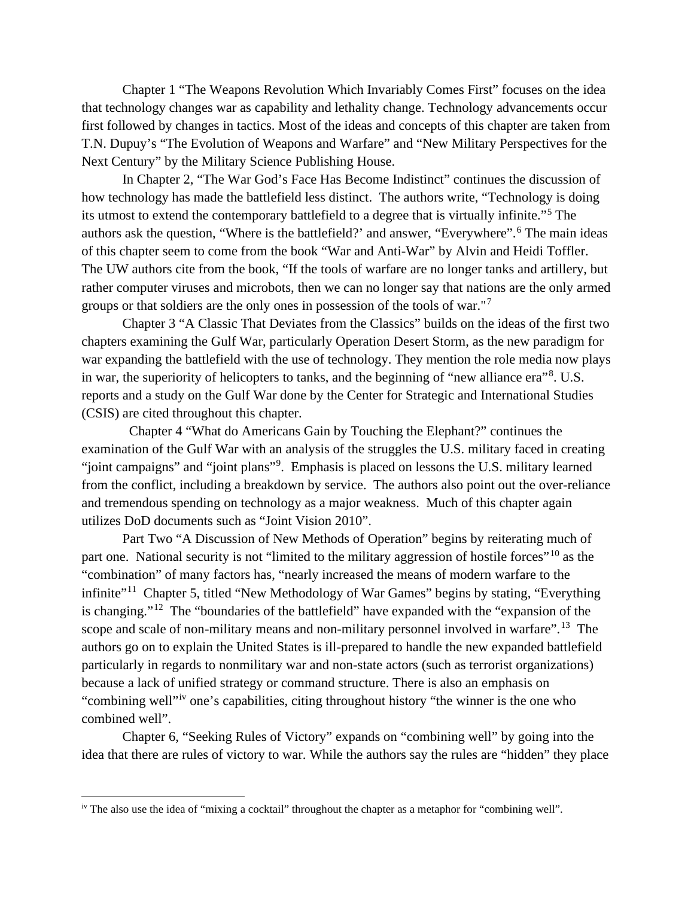Chapter 1 “The Weapons Revolution Which Invariably Comes First” focuses on the idea that technology changes war as capability and lethality change. Technology advancements occur first followed by changes in tactics. Most of the ideas and concepts of this chapter are taken from T.N. Dupuy’s “The Evolution of Weapons and Warfare” and “New Military Perspectives for the Next Century” by the Military Science Publishing House.

In Chapter 2, “The War God’s Face Has Become Indistinct” continues the discussion of how technology has made the battlefield less distinct. The authors write, “Technology is doing its utmost to extend the contemporary battlefield to a degree that is virtually infinite.”[5] The authors ask the question, “Where is the battlefield?’ and answer, “Everywhere”.[6] The main ideas of this chapter seem to come from the book “War and Anti-War” by Alvin and Heidi Toffler. The UW authors cite from the book, “If the tools of warfare are no longer tanks and artillery, but rather computer viruses and microbots, then we can no longer say that nations are the only armed groups or that soldiers are the only ones in possession of the tools of war."[7]

Chapter 3 “A Classic That Deviates from the Classics” builds on the ideas of the first two chapters examining the Gulf War, particularly Operation Desert Storm, as the new paradigm for war expanding the battlefield with the use of technology. They mention the role media now plays in war, the superiority of helicopters to tanks, and the beginning of “new alliance era”[8]. U.S. reports and a study on the Gulf War done by the Center for Strategic and International Studies (CSIS) are cited throughout this chapter.

Chapter 4 “What do Americans Gain by Touching the Elephant?” continues the examination of the Gulf War with an analysis of the struggles the U.S. military faced in creating “joint campaigns” and “joint plans”[9]. Emphasis is placed on lessons the U.S. military learned from the conflict, including a breakdown by service. The authors also point out the over-reliance and tremendous spending on technology as a major weakness. Much of this chapter again utilizes DoD documents such as “Joint Vision 2010”.

Part Two “A Discussion of New Methods of Operation” begins by reiterating much of part one. National security is not “limited to the military aggression of hostile forces”[10] as the “combination” of many factors has, “nearly increased the means of modern warfare to the infinite”[11] Chapter 5, titled “New Methodology of War Games” begins by stating, “Everything is changing.”[12] The “boundaries of the battlefield” have expanded with the “expansion of the scope and scale of non-military means and non-military personnel involved in warfare”.[13] The authors go on to explain the United States is ill-prepared to handle the new expanded battlefield particularly in regards to nonmilitary war and non-state actors (such as terrorist organizations) because a lack of unified strategy or command structure. There is also an emphasis on “combining well”[iv] one’s capabilities, citing throughout history “the winner is the one who combined well”.

Chapter 6, “Seeking Rules of Victory” expands on “combining well” by going into the idea that there are rules of victory to war. While the authors say the rules are “hidden” they place

---

[iv] The also use the idea of “mixing a cocktail” throughout the chapter as a metaphor for “combining well”.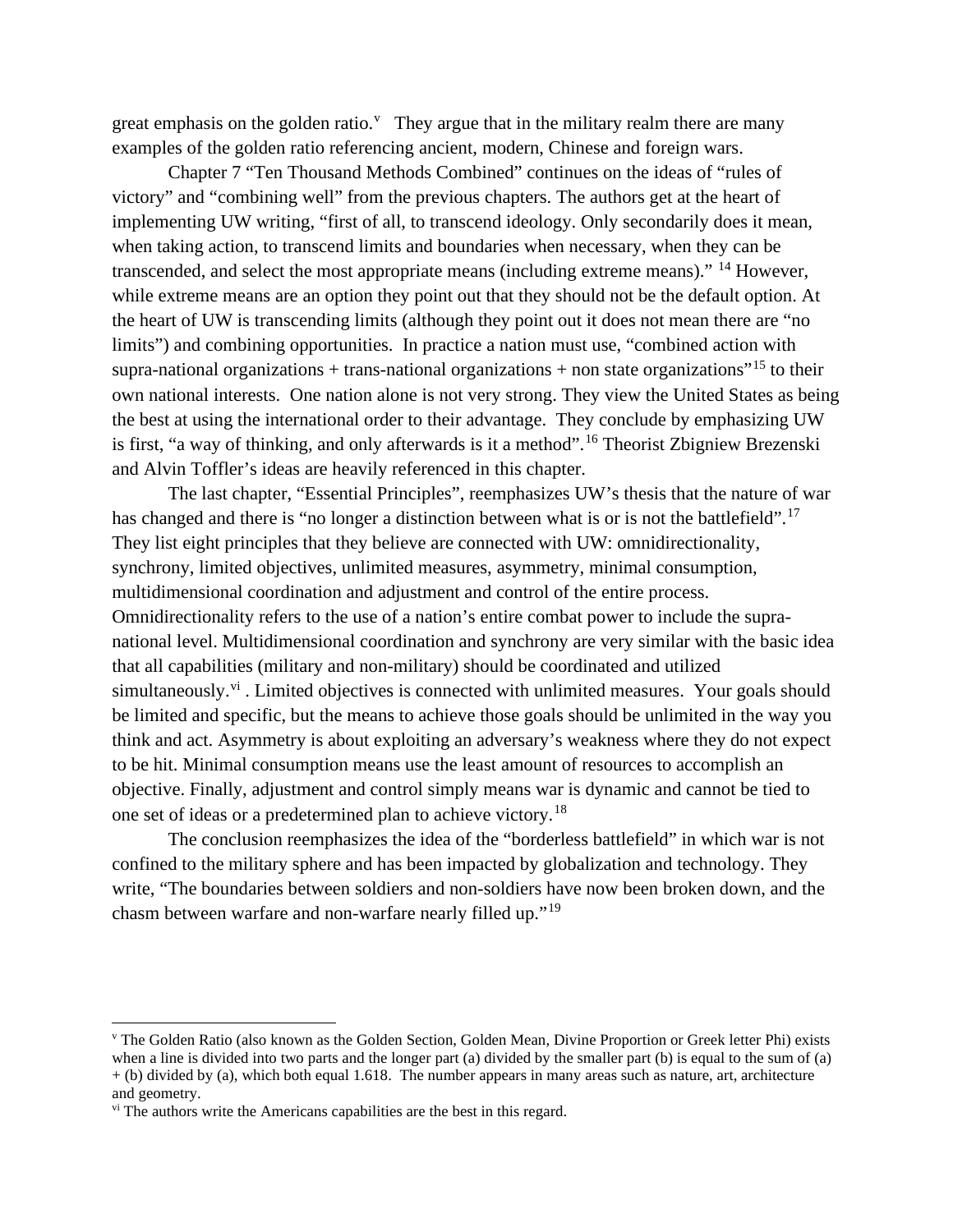great emphasis on the golden ratio.[v] They argue that in the military realm there are many examples of the golden ratio referencing ancient, modern, Chinese and foreign wars.

Chapter 7 "Ten Thousand Methods Combined" continues on the ideas of "rules of victory" and "combining well" from the previous chapters. The authors get at the heart of implementing UW writing, "first of all, to transcend ideology. Only secondarily does it mean, when taking action, to transcend limits and boundaries when necessary, when they can be transcended, and select the most appropriate means (including extreme means)."[14] However, while extreme means are an option they point out that they should not be the default option. At the heart of UW is transcending limits (although they point out it does not mean there are "no limits") and combining opportunities. In practice a nation must use, "combined action with supra-national organizations + trans-national organizations + non state organizations"[15] to their own national interests. One nation alone is not very strong. They view the United States as being the best at using the international order to their advantage. They conclude by emphasizing UW is first, "a way of thinking, and only afterwards is it a method".[16] Theorist Zbigniew Brezenski and Alvin Toffler's ideas are heavily referenced in this chapter.

The last chapter, "Essential Principles", reemphasizes UW's thesis that the nature of war has changed and there is "no longer a distinction between what is or is not the battlefield".[17] They list eight principles that they believe are connected with UW: omnidirectionality, synchrony, limited objectives, unlimited measures, asymmetry, minimal consumption, multidimensional coordination and adjustment and control of the entire process. Omnidirectionality refers to the use of a nation's entire combat power to include the supra-national level. Multidimensional coordination and synchrony are very similar with the basic idea that all capabilities (military and non-military) should be coordinated and utilized simultaneously.[vi] . Limited objectives is connected with unlimited measures. Your goals should be limited and specific, but the means to achieve those goals should be unlimited in the way you think and act. Asymmetry is about exploiting an adversary's weakness where they do not expect to be hit. Minimal consumption means use the least amount of resources to accomplish an objective. Finally, adjustment and control simply means war is dynamic and cannot be tied to one set of ideas or a predetermined plan to achieve victory.[18]

The conclusion reemphasizes the idea of the "borderless battlefield" in which war is not confined to the military sphere and has been impacted by globalization and technology. They write, "The boundaries between soldiers and non-soldiers have now been broken down, and the chasm between warfare and non-warfare nearly filled up."[19]

---

[v] The Golden Ratio (also known as the Golden Section, Golden Mean, Divine Proportion or Greek letter Phi) exists when a line is divided into two parts and the longer part (a) divided by the smaller part (b) is equal to the sum of (a) + (b) divided by (a), which both equal 1.618. The number appears in many areas such as nature, art, architecture and geometry.

[vi] The authors write the Americans capabilities are the best in this regard.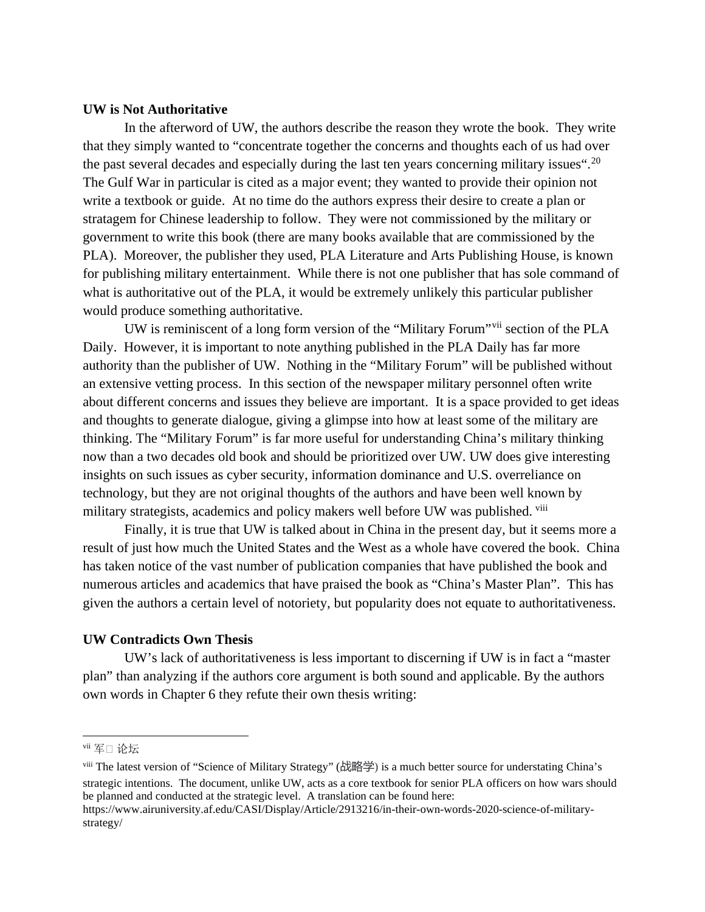**UW is Not Authoritative**

In the afterword of UW, the authors describe the reason they wrote the book. They write that they simply wanted to "concentrate together the concerns and thoughts each of us had over the past several decades and especially during the last ten years concerning military issues".[20] The Gulf War in particular is cited as a major event; they wanted to provide their opinion not write a textbook or guide. At no time do the authors express their desire to create a plan or stratagem for Chinese leadership to follow. They were not commissioned by the military or government to write this book (there are many books available that are commissioned by the PLA). Moreover, the publisher they used, PLA Literature and Arts Publishing House, is known for publishing military entertainment. While there is not one publisher that has sole command of what is authoritative out of the PLA, it would be extremely unlikely this particular publisher would produce something authoritative.

UW is reminiscent of a long form version of the "Military Forum"[vii] section of the PLA Daily. However, it is important to note anything published in the PLA Daily has far more authority than the publisher of UW. Nothing in the "Military Forum" will be published without an extensive vetting process. In this section of the newspaper military personnel often write about different concerns and issues they believe are important. It is a space provided to get ideas and thoughts to generate dialogue, giving a glimpse into how at least some of the military are thinking. The "Military Forum" is far more useful for understanding China's military thinking now than a two decades old book and should be prioritized over UW. UW does give interesting insights on such issues as cyber security, information dominance and U.S. overreliance on technology, but they are not original thoughts of the authors and have been well known by military strategists, academics and policy makers well before UW was published. [viii]

Finally, it is true that UW is talked about in China in the present day, but it seems more a result of just how much the United States and the West as a whole have covered the book. China has taken notice of the vast number of publication companies that have published the book and numerous articles and academics that have praised the book as "China's Master Plan". This has given the authors a certain level of notoriety, but popularity does not equate to authoritativeness.

**UW Contradicts Own Thesis**

UW's lack of authoritativeness is less important to discerning if UW is in fact a "master plan" than analyzing if the authors core argument is both sound and applicable. By the authors own words in Chapter 6 they refute their own thesis writing:

---

[vii] 军□ 论坛

[viii] The latest version of "Science of Military Strategy" (战略学) is a much better source for understating China's strategic intentions. The document, unlike UW, acts as a core textbook for senior PLA officers on how wars should be planned and conducted at the strategic level. A translation can be found here: https://www.airuniversity.af.edu/CASI/Display/Article/2913216/in-their-own-words-2020-science-of-military-strategy/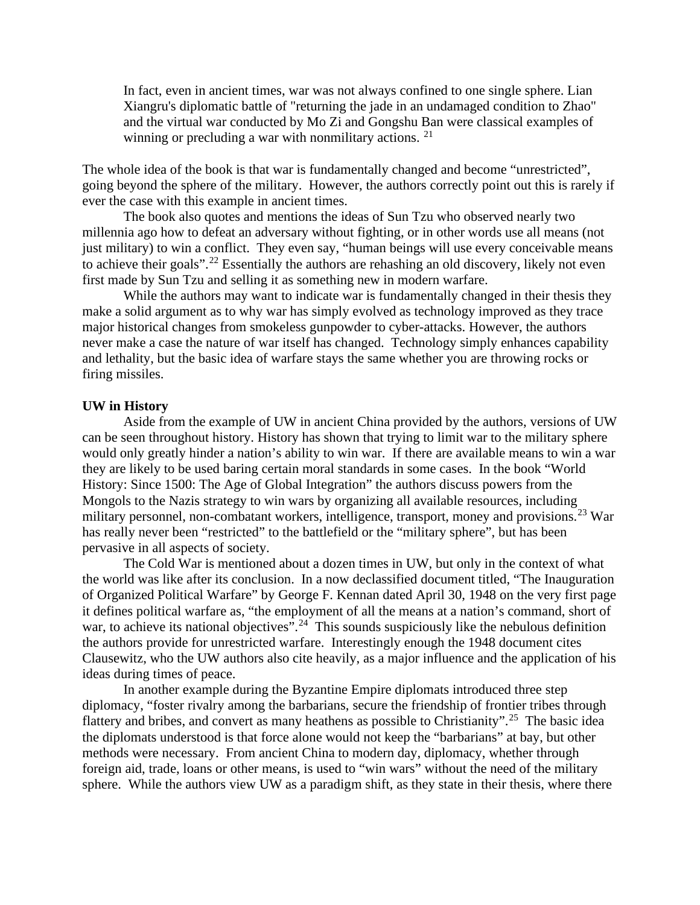> In fact, even in ancient times, war was not always confined to one single sphere. Lian Xiangru's diplomatic battle of "returning the jade in an undamaged condition to Zhao" and the virtual war conducted by Mo Zi and Gongshu Ban were classical examples of winning or precluding a war with nonmilitary actions. [21]

The whole idea of the book is that war is fundamentally changed and become "unrestricted", going beyond the sphere of the military. However, the authors correctly point out this is rarely if ever the case with this example in ancient times.

The book also quotes and mentions the ideas of Sun Tzu who observed nearly two millennia ago how to defeat an adversary without fighting, or in other words use all means (not just military) to win a conflict. They even say, "human beings will use every conceivable means to achieve their goals".[22] Essentially the authors are rehashing an old discovery, likely not even first made by Sun Tzu and selling it as something new in modern warfare.

While the authors may want to indicate war is fundamentally changed in their thesis they make a solid argument as to why war has simply evolved as technology improved as they trace major historical changes from smokeless gunpowder to cyber-attacks. However, the authors never make a case the nature of war itself has changed. Technology simply enhances capability and lethality, but the basic idea of warfare stays the same whether you are throwing rocks or firing missiles.

**UW in History**

Aside from the example of UW in ancient China provided by the authors, versions of UW can be seen throughout history. History has shown that trying to limit war to the military sphere would only greatly hinder a nation's ability to win war. If there are available means to win a war they are likely to be used baring certain moral standards in some cases. In the book "World History: Since 1500: The Age of Global Integration" the authors discuss powers from the Mongols to the Nazis strategy to win wars by organizing all available resources, including military personnel, non-combatant workers, intelligence, transport, money and provisions.[23] War has really never been "restricted" to the battlefield or the "military sphere", but has been pervasive in all aspects of society.

The Cold War is mentioned about a dozen times in UW, but only in the context of what the world was like after its conclusion. In a now declassified document titled, "The Inauguration of Organized Political Warfare" by George F. Kennan dated April 30, 1948 on the very first page it defines political warfare as, "the employment of all the means at a nation's command, short of war, to achieve its national objectives".[24] This sounds suspiciously like the nebulous definition the authors provide for unrestricted warfare. Interestingly enough the 1948 document cites Clausewitz, who the UW authors also cite heavily, as a major influence and the application of his ideas during times of peace.

In another example during the Byzantine Empire diplomats introduced three step diplomacy, "foster rivalry among the barbarians, secure the friendship of frontier tribes through flattery and bribes, and convert as many heathens as possible to Christianity".[25] The basic idea the diplomats understood is that force alone would not keep the "barbarians" at bay, but other methods were necessary. From ancient China to modern day, diplomacy, whether through foreign aid, trade, loans or other means, is used to "win wars" without the need of the military sphere. While the authors view UW as a paradigm shift, as they state in their thesis, where there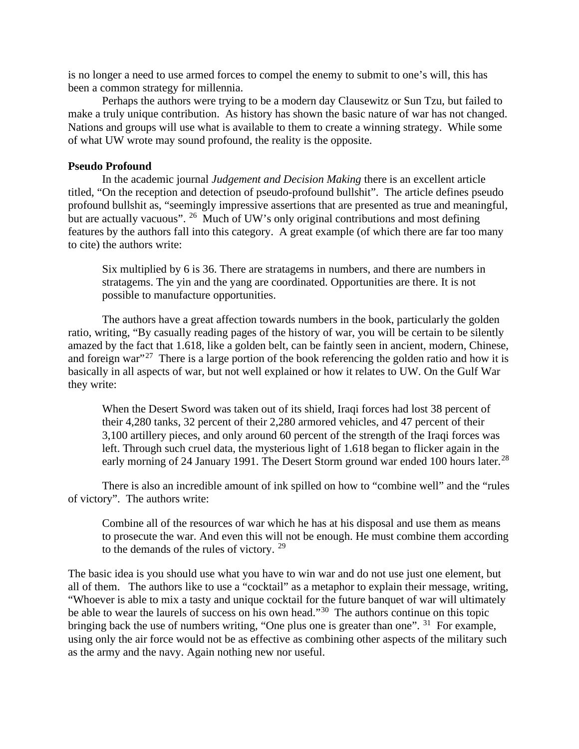is no longer a need to use armed forces to compel the enemy to submit to one's will, this has been a common strategy for millennia.

Perhaps the authors were trying to be a modern day Clausewitz or Sun Tzu, but failed to make a truly unique contribution. As history has shown the basic nature of war has not changed. Nations and groups will use what is available to them to create a winning strategy. While some of what UW wrote may sound profound, the reality is the opposite.

**Pseudo Profound**

In the academic journal *Judgement and Decision Making* there is an excellent article titled, "On the reception and detection of pseudo-profound bullshit". The article defines pseudo profound bullshit as, "seemingly impressive assertions that are presented as true and meaningful, but are actually vacuous". [26] Much of UW's only original contributions and most defining features by the authors fall into this category. A great example (of which there are far too many to cite) the authors write:

> Six multiplied by 6 is 36. There are stratagems in numbers, and there are numbers in stratagems. The yin and the yang are coordinated. Opportunities are there. It is not possible to manufacture opportunities.

The authors have a great affection towards numbers in the book, particularly the golden ratio, writing, "By casually reading pages of the history of war, you will be certain to be silently amazed by the fact that 1.618, like a golden belt, can be faintly seen in ancient, modern, Chinese, and foreign war"[27] There is a large portion of the book referencing the golden ratio and how it is basically in all aspects of war, but not well explained or how it relates to UW. On the Gulf War they write:

> When the Desert Sword was taken out of its shield, Iraqi forces had lost 38 percent of their 4,280 tanks, 32 percent of their 2,280 armored vehicles, and 47 percent of their 3,100 artillery pieces, and only around 60 percent of the strength of the Iraqi forces was left. Through such cruel data, the mysterious light of 1.618 began to flicker again in the early morning of 24 January 1991. The Desert Storm ground war ended 100 hours later.[28]

There is also an incredible amount of ink spilled on how to "combine well" and the "rules of victory". The authors write:

> Combine all of the resources of war which he has at his disposal and use them as means to prosecute the war. And even this will not be enough. He must combine them according to the demands of the rules of victory. [29]

The basic idea is you should use what you have to win war and do not use just one element, but all of them. The authors like to use a "cocktail" as a metaphor to explain their message, writing, "Whoever is able to mix a tasty and unique cocktail for the future banquet of war will ultimately be able to wear the laurels of success on his own head."[30] The authors continue on this topic bringing back the use of numbers writing, "One plus one is greater than one". [31] For example, using only the air force would not be as effective as combining other aspects of the military such as the army and the navy. Again nothing new nor useful.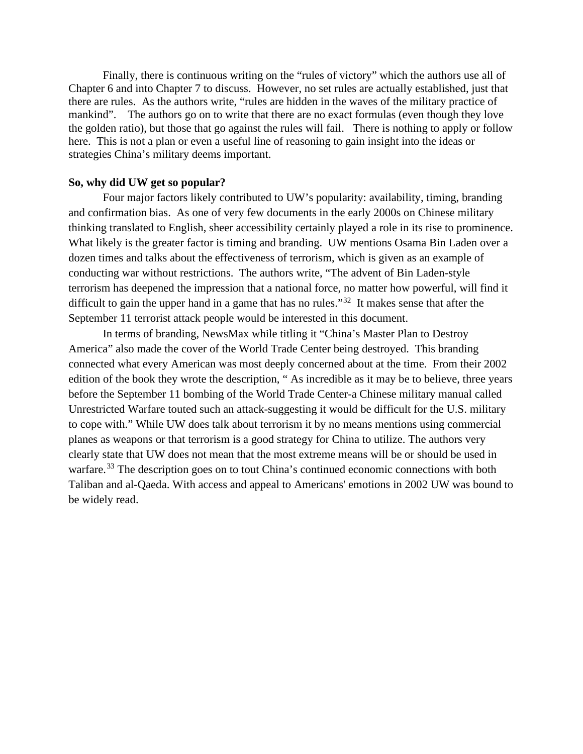Finally, there is continuous writing on the "rules of victory" which the authors use all of Chapter 6 and into Chapter 7 to discuss. However, no set rules are actually established, just that there are rules. As the authors write, "rules are hidden in the waves of the military practice of mankind". The authors go on to write that there are no exact formulas (even though they love the golden ratio), but those that go against the rules will fail. There is nothing to apply or follow here. This is not a plan or even a useful line of reasoning to gain insight into the ideas or strategies China's military deems important.

**So, why did UW get so popular?**

Four major factors likely contributed to UW's popularity: availability, timing, branding and confirmation bias. As one of very few documents in the early 2000s on Chinese military thinking translated to English, sheer accessibility certainly played a role in its rise to prominence. What likely is the greater factor is timing and branding. UW mentions Osama Bin Laden over a dozen times and talks about the effectiveness of terrorism, which is given as an example of conducting war without restrictions. The authors write, "The advent of Bin Laden-style terrorism has deepened the impression that a national force, no matter how powerful, will find it difficult to gain the upper hand in a game that has no rules."[32] It makes sense that after the September 11 terrorist attack people would be interested in this document.

In terms of branding, NewsMax while titling it "China's Master Plan to Destroy America" also made the cover of the World Trade Center being destroyed. This branding connected what every American was most deeply concerned about at the time. From their 2002 edition of the book they wrote the description, " As incredible as it may be to believe, three years before the September 11 bombing of the World Trade Center-a Chinese military manual called Unrestricted Warfare touted such an attack-suggesting it would be difficult for the U.S. military to cope with." While UW does talk about terrorism it by no means mentions using commercial planes as weapons or that terrorism is a good strategy for China to utilize. The authors very clearly state that UW does not mean that the most extreme means will be or should be used in warfare.[33] The description goes on to tout China's continued economic connections with both Taliban and al-Qaeda. With access and appeal to Americans' emotions in 2002 UW was bound to be widely read.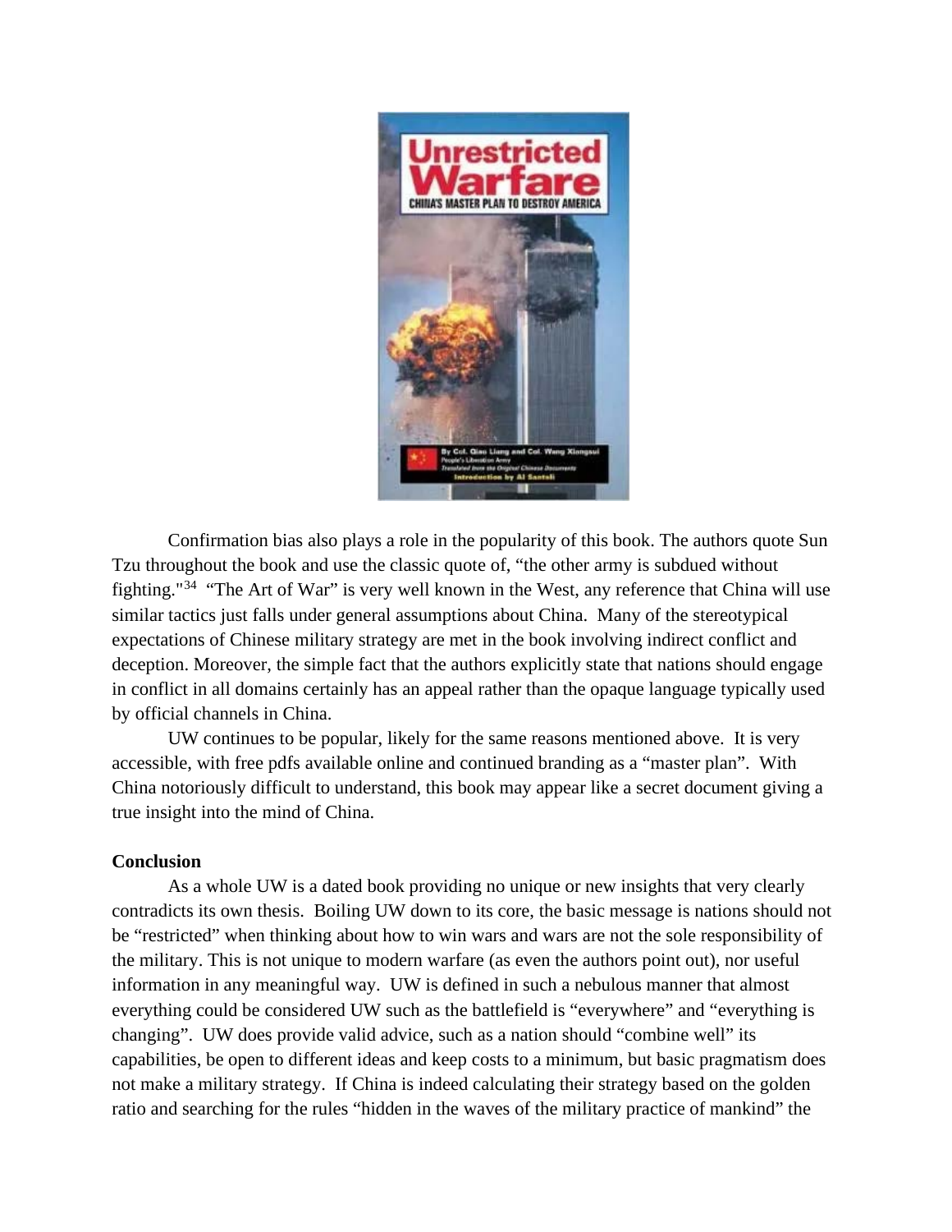Confirmation bias also plays a role in the popularity of this book. The authors quote Sun Tzu throughout the book and use the classic quote of, "the other army is subdued without fighting."[34] "The Art of War" is very well known in the West, any reference that China will use similar tactics just falls under general assumptions about China. Many of the stereotypical expectations of Chinese military strategy are met in the book involving indirect conflict and deception. Moreover, the simple fact that the authors explicitly state that nations should engage in conflict in all domains certainly has an appeal rather than the opaque language typically used by official channels in China.

UW continues to be popular, likely for the same reasons mentioned above. It is very accessible, with free pdfs available online and continued branding as a "master plan". With China notoriously difficult to understand, this book may appear like a secret document giving a true insight into the mind of China.

**Conclusion**

As a whole UW is a dated book providing no unique or new insights that very clearly contradicts its own thesis. Boiling UW down to its core, the basic message is nations should not be "restricted" when thinking about how to win wars and wars are not the sole responsibility of the military. This is not unique to modern warfare (as even the authors point out), nor useful information in any meaningful way. UW is defined in such a nebulous manner that almost everything could be considered UW such as the battlefield is "everywhere" and "everything is changing". UW does provide valid advice, such as a nation should "combine well" its capabilities, be open to different ideas and keep costs to a minimum, but basic pragmatism does not make a military strategy. If China is indeed calculating their strategy based on the golden ratio and searching for the rules "hidden in the waves of the military practice of mankind" the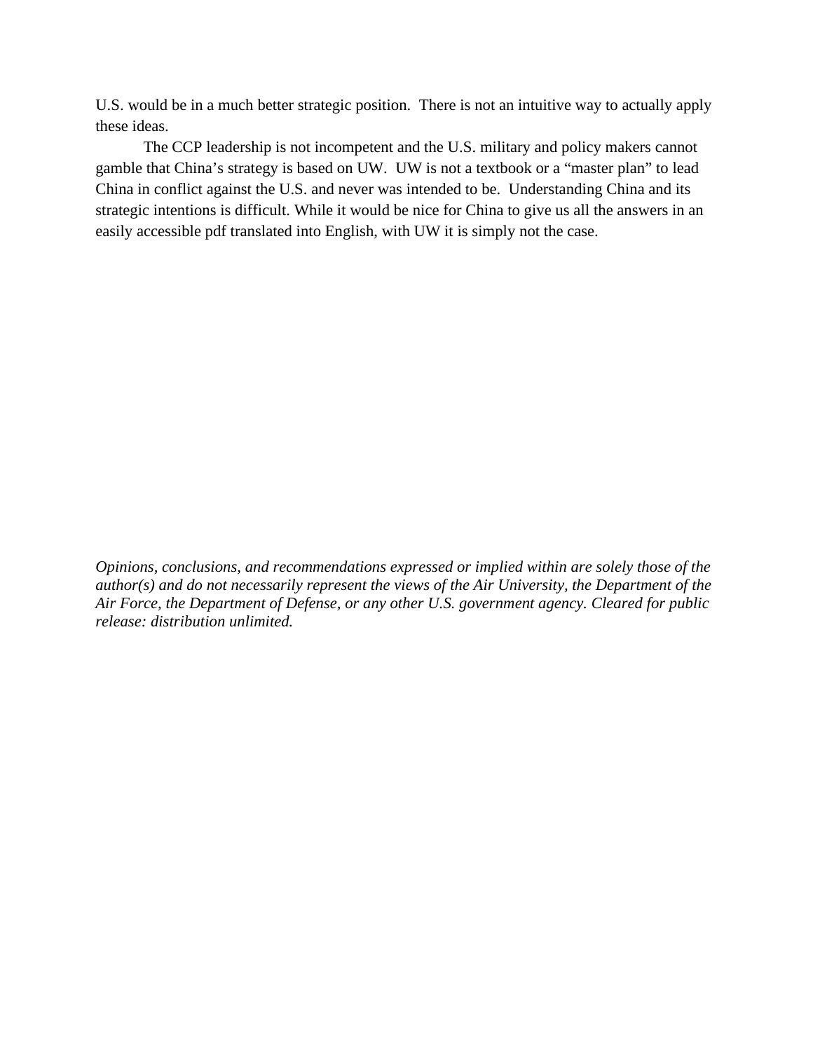U.S. would be in a much better strategic position. There is not an intuitive way to actually apply these ideas.

The CCP leadership is not incompetent and the U.S. military and policy makers cannot gamble that China's strategy is based on UW. UW is not a textbook or a "master plan" to lead China in conflict against the U.S. and never was intended to be. Understanding China and its strategic intentions is difficult. While it would be nice for China to give us all the answers in an easily accessible pdf translated into English, with UW it is simply not the case.

*Opinions, conclusions, and recommendations expressed or implied within are solely those of the author(s) and do not necessarily represent the views of the Air University, the Department of the Air Force, the Department of Defense, or any other U.S. government agency. Cleared for public release: distribution unlimited.*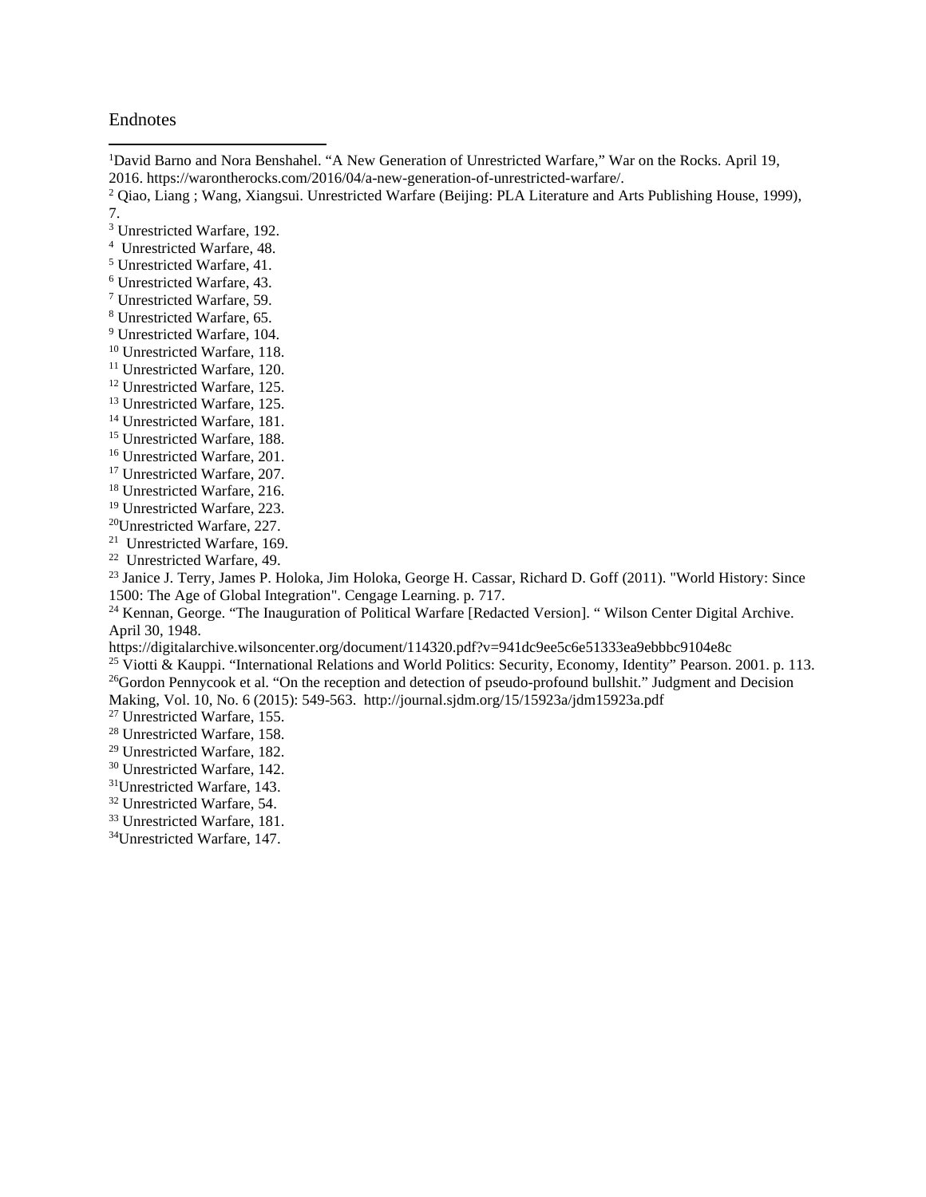# Endnotes

[1]David Barno and Nora Benshahel. "A New Generation of Unrestricted Warfare," War on the Rocks. April 19, 2016. https://warontherocks.com/2016/04/a-new-generation-of-unrestricted-warfare/.

[2] Qiao, Liang ; Wang, Xiangsui. Unrestricted Warfare (Beijing: PLA Literature and Arts Publishing House, 1999), 7.

[3] Unrestricted Warfare, 192.

[4] Unrestricted Warfare, 48.

[5] Unrestricted Warfare, 41.

[6] Unrestricted Warfare, 43.

[7] Unrestricted Warfare, 59.

[8] Unrestricted Warfare, 65.

[9] Unrestricted Warfare, 104.

[10] Unrestricted Warfare, 118.

[11] Unrestricted Warfare, 120.

[12] Unrestricted Warfare, 125.

[13] Unrestricted Warfare, 125.

[14] Unrestricted Warfare, 181.

[15] Unrestricted Warfare, 188.

[16] Unrestricted Warfare, 201.

[17] Unrestricted Warfare, 207.

[18] Unrestricted Warfare, 216.

[19] Unrestricted Warfare, 223.

[20]Unrestricted Warfare, 227.

[21] Unrestricted Warfare, 169.

[22] Unrestricted Warfare, 49.

[23] Janice J. Terry, James P. Holoka, Jim Holoka, George H. Cassar, Richard D. Goff (2011). "World History: Since 1500: The Age of Global Integration". Cengage Learning. p. 717.

[24] Kennan, George. "The Inauguration of Political Warfare [Redacted Version]. " Wilson Center Digital Archive. April 30, 1948. https://digitalarchive.wilsoncenter.org/document/114320.pdf?v=941dc9ee5c6e51333ea9ebbbc9104e8c

[25] Viotti & Kauppi. "International Relations and World Politics: Security, Economy, Identity" Pearson. 2001. p. 113.

[26]Gordon Pennycook et al. "On the reception and detection of pseudo-profound bullshit." Judgment and Decision Making, Vol. 10, No. 6 (2015): 549-563. http://journal.sjdm.org/15/15923a/jdm15923a.pdf

[27] Unrestricted Warfare, 155.

[28] Unrestricted Warfare, 158.

[29] Unrestricted Warfare, 182.

[30] Unrestricted Warfare, 142.

[31]Unrestricted Warfare, 143.

[32] Unrestricted Warfare, 54.

[33] Unrestricted Warfare, 181.

[34]Unrestricted Warfare, 147.